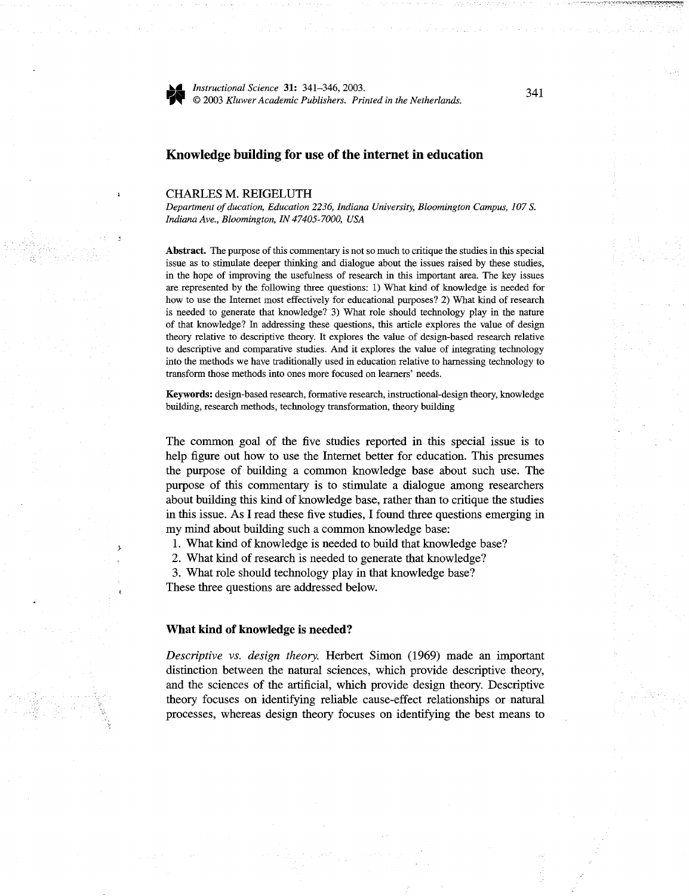# Knowledge building for use of the internet in education

CHARLES M. REIGELUTH

*Department of ducation, Education 2236, Indiana University, Bloomington Campus, 107 S. Indiana Ave., Bloomington, IN 47405-7000, USA*

**Abstract.** The purpose of this commentary is not so much to critique the studies in this special issue as to stimulate deeper thinking and dialogue about the issues raised by these studies, in the hope of improving the usefulness of research in this important area. The key issues are represented by the following three questions: 1) What kind of knowledge is needed for how to use the Internet most effectively for educational purposes? 2) What kind of research is needed to generate that knowledge? 3) What role should technology play in the nature of that knowledge? In addressing these questions, this article explores the value of design theory relative to descriptive theory. It explores the value of design-based research relative to descriptive and comparative studies. And it explores the value of integrating technology into the methods we have traditionally used in education relative to harnessing technology to transform those methods into ones more focused on learners' needs.

**Keywords:** design-based research, formative research, instructional-design theory, knowledge building, research methods, technology transformation, theory building

The common goal of the five studies reported in this special issue is to help figure out how to use the Internet better for education. This presumes the purpose of building a common knowledge base about such use. The purpose of this commentary is to stimulate a dialogue among researchers about building this kind of knowledge base, rather than to critique the studies in this issue. As I read these five studies, I found three questions emerging in my mind about building such a common knowledge base:

1. What kind of knowledge is needed to build that knowledge base?
2. What kind of research is needed to generate that knowledge?
3. What role should technology play in that knowledge base?

These three questions are addressed below.

## What kind of knowledge is needed?

*Descriptive vs. design theory.* Herbert Simon (1969) made an important distinction between the natural sciences, which provide descriptive theory, and the sciences of the artificial, which provide design theory. Descriptive theory focuses on identifying reliable cause-effect relationships or natural processes, whereas design theory focuses on identifying the best means to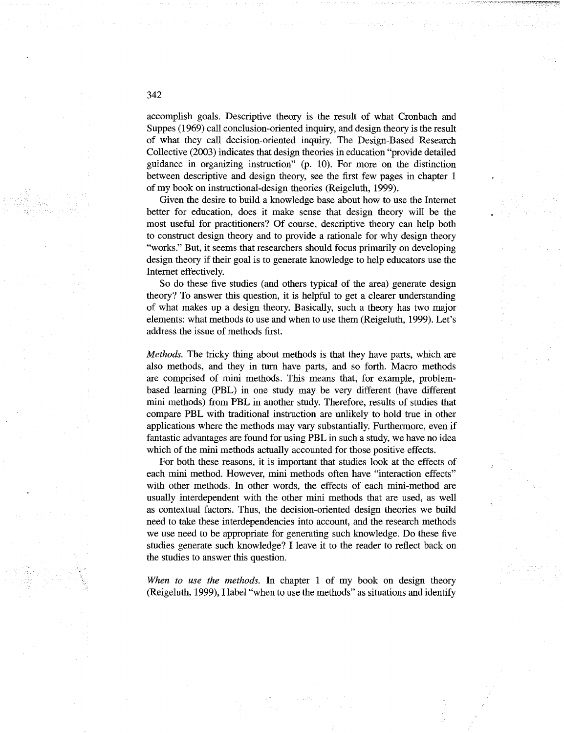accomplish goals. Descriptive theory is the result of what Cronbach and Suppes (1969) call conclusion-oriented inquiry, and design theory is the result of what they call decision-oriented inquiry. The Design-Based Research Collective (2003) indicates that design theories in education "provide detailed guidance in organizing instruction" (p. 10). For more on the distinction between descriptive and design theory, see the first few pages in chapter 1 of my book on instructional-design theories (Reigeluth, 1999).

Given the desire to build a knowledge base about how to use the Internet better for education, does it make sense that design theory will be the most useful for practitioners? Of course, descriptive theory can help both to construct design theory and to provide a rationale for why design theory "works." But, it seems that researchers should focus primarily on developing design theory if their goal is to generate knowledge to help educators use the Internet effectively.

So do these five studies (and others typical of the area) generate design theory? To answer this question, it is helpful to get a clearer understanding of what makes up a design theory. Basically, such a theory has two major elements: what methods to use and when to use them (Reigeluth, 1999). Let's address the issue of methods first.

*Methods.* The tricky thing about methods is that they have parts, which are also methods, and they in turn have parts, and so forth. Macro methods are comprised of mini methods. This means that, for example, problem-based learning (PBL) in one study may be very different (have different mini methods) from PBL in another study. Therefore, results of studies that compare PBL with traditional instruction are unlikely to hold true in other applications where the methods may vary substantially. Furthermore, even if fantastic advantages are found for using PBL in such a study, we have no idea which of the mini methods actually accounted for those positive effects.

For both these reasons, it is important that studies look at the effects of each mini method. However, mini methods often have "interaction effects" with other methods. In other words, the effects of each mini-method are usually interdependent with the other mini methods that are used, as well as contextual factors. Thus, the decision-oriented design theories we build need to take these interdependencies into account, and the research methods we use need to be appropriate for generating such knowledge. Do these five studies generate such knowledge? I leave it to the reader to reflect back on the studies to answer this question.

*When to use the methods.* In chapter 1 of my book on design theory (Reigeluth, 1999), I label "when to use the methods" as situations and identify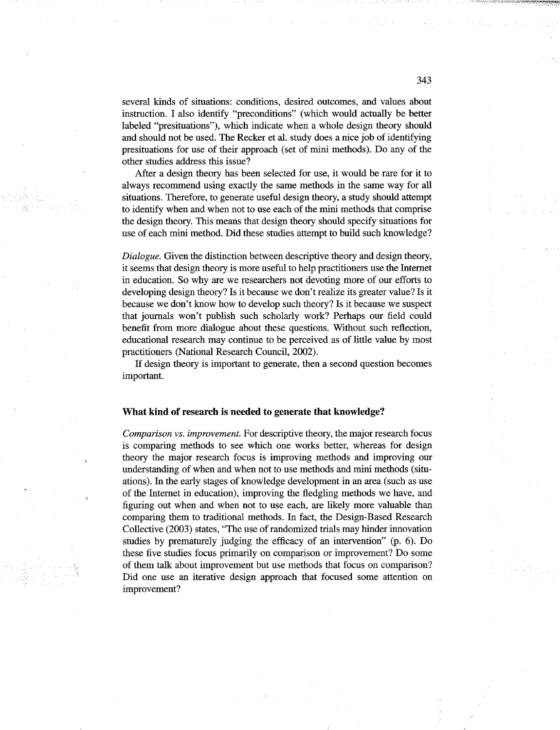several kinds of situations: conditions, desired outcomes, and values about instruction. I also identify "preconditions" (which would actually be better labeled "presituations"), which indicate when a whole design theory should and should not be used. The Recker et al. study does a nice job of identifying presituations for use of their approach (set of mini methods). Do any of the other studies address this issue?

After a design theory has been selected for use, it would be rare for it to always recommend using exactly the same methods in the same way for all situations. Therefore, to generate useful design theory, a study should attempt to identify when and when not to use each of the mini methods that comprise the design theory. This means that design theory should specify situations for use of each mini method. Did these studies attempt to build such knowledge?

*Dialogue.* Given the distinction between descriptive theory and design theory, it seems that design theory is more useful to help practitioners use the Internet in education. So why are we researchers not devoting more of our efforts to developing design theory? Is it because we don't realize its greater value? Is it because we don't know how to develop such theory? Is it because we suspect that journals won't publish such scholarly work? Perhaps our field could benefit from more dialogue about these questions. Without such reflection, educational research may continue to be perceived as of little value by most practitioners (National Research Council, 2002).

If design theory is important to generate, then a second question becomes important.

### What kind of research is needed to generate that knowledge?

*Comparison vs. improvement.* For descriptive theory, the major research focus is comparing methods to see which one works better, whereas for design theory the major research focus is improving methods and improving our understanding of when and when not to use methods and mini methods (situations). In the early stages of knowledge development in an area (such as use of the Internet in education), improving the fledgling methods we have, and figuring out when and when not to use each, are likely more valuable than comparing them to traditional methods. In fact, the Design-Based Research Collective (2003) states, "The use of randomized trials may hinder innovation studies by prematurely judging the efficacy of an intervention" (p. 6). Do these five studies focus primarily on comparison or improvement? Do some of them talk about improvement but use methods that focus on comparison? Did one use an iterative design approach that focused some attention on improvement?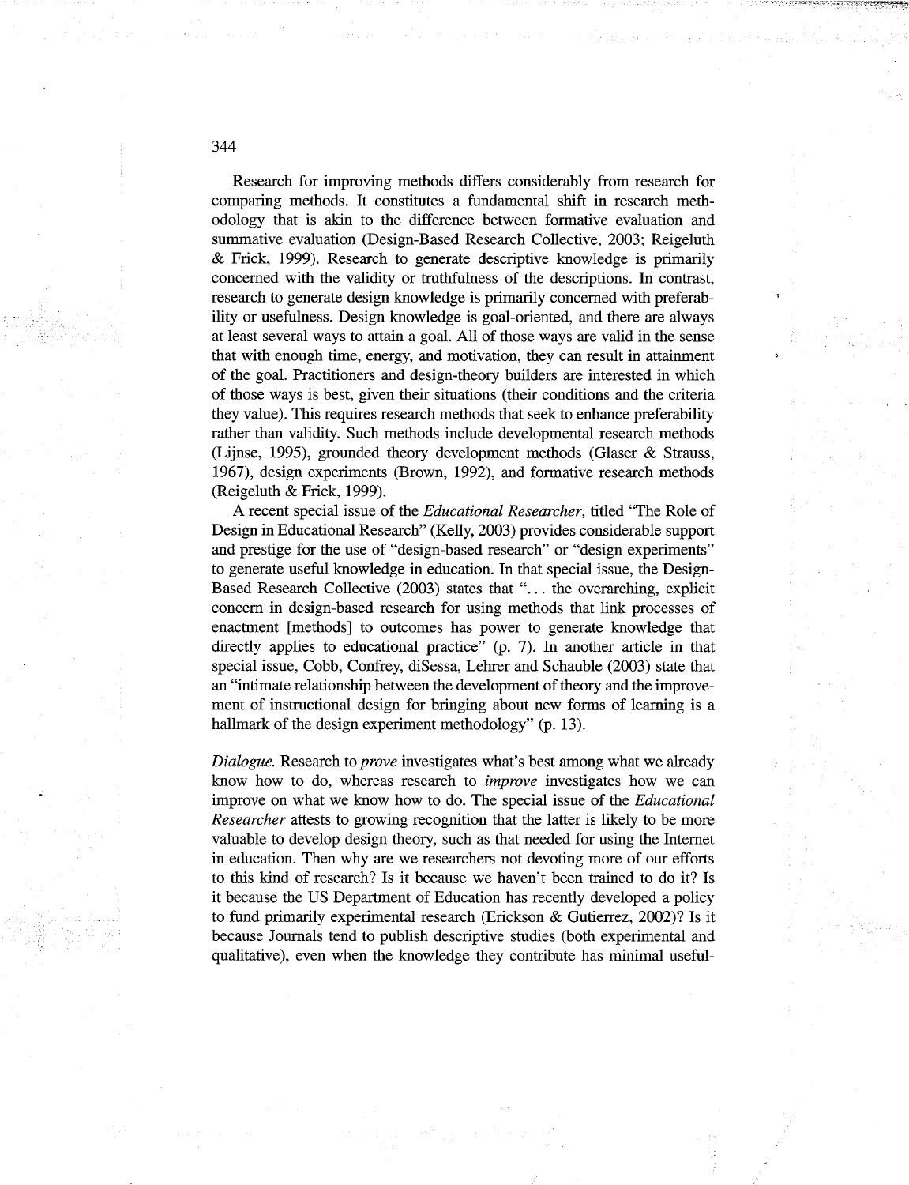Research for improving methods differs considerably from research for comparing methods. It constitutes a fundamental shift in research methodology that is akin to the difference between formative evaluation and summative evaluation (Design-Based Research Collective, 2003; Reigeluth & Frick, 1999). Research to generate descriptive knowledge is primarily concerned with the validity or truthfulness of the descriptions. In contrast, research to generate design knowledge is primarily concerned with preferability or usefulness. Design knowledge is goal-oriented, and there are always at least several ways to attain a goal. All of those ways are valid in the sense that with enough time, energy, and motivation, they can result in attainment of the goal. Practitioners and design-theory builders are interested in which of those ways is best, given their situations (their conditions and the criteria they value). This requires research methods that seek to enhance preferability rather than validity. Such methods include developmental research methods (Lijnse, 1995), grounded theory development methods (Glaser & Strauss, 1967), design experiments (Brown, 1992), and formative research methods (Reigeluth & Frick, 1999).

A recent special issue of the *Educational Researcher*, titled "The Role of Design in Educational Research" (Kelly, 2003) provides considerable support and prestige for the use of "design-based research" or "design experiments" to generate useful knowledge in education. In that special issue, the Design-Based Research Collective (2003) states that "... the overarching, explicit concern in design-based research for using methods that link processes of enactment [methods] to outcomes has power to generate knowledge that directly applies to educational practice" (p. 7). In another article in that special issue, Cobb, Confrey, diSessa, Lehrer and Schauble (2003) state that an "intimate relationship between the development of theory and the improvement of instructional design for bringing about new forms of learning is a hallmark of the design experiment methodology" (p. 13).

*Dialogue.* Research to *prove* investigates what's best among what we already know how to do, whereas research to *improve* investigates how we can improve on what we know how to do. The special issue of the *Educational Researcher* attests to growing recognition that the latter is likely to be more valuable to develop design theory, such as that needed for using the Internet in education. Then why are we researchers not devoting more of our efforts to this kind of research? Is it because we haven't been trained to do it? Is it because the US Department of Education has recently developed a policy to fund primarily experimental research (Erickson & Gutierrez, 2002)? Is it because Journals tend to publish descriptive studies (both experimental and qualitative), even when the knowledge they contribute has minimal useful-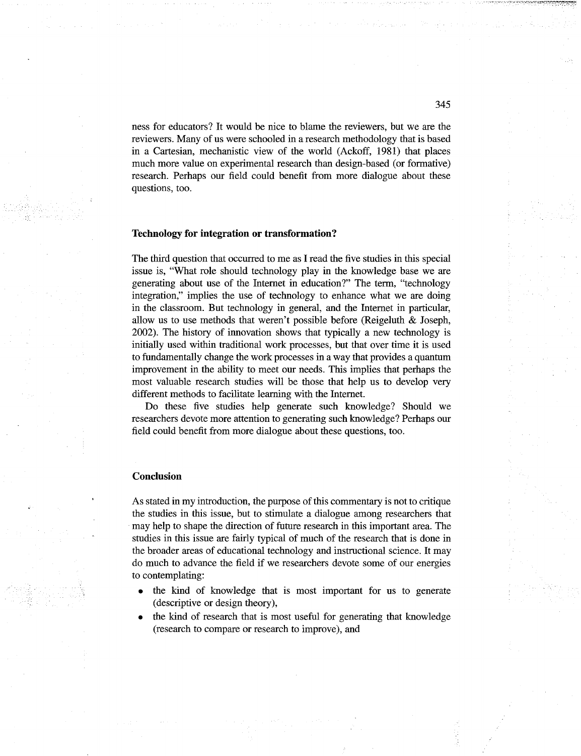ness for educators? It would be nice to blame the reviewers, but we are the reviewers. Many of us were schooled in a research methodology that is based in a Cartesian, mechanistic view of the world (Ackoff, 1981) that places much more value on experimental research than design-based (or formative) research. Perhaps our field could benefit from more dialogue about these questions, too.

### Technology for integration or transformation?

The third question that occurred to me as I read the five studies in this special issue is, "What role should technology play in the knowledge base we are generating about use of the Internet in education?" The term, "technology integration," implies the use of technology to enhance what we are doing in the classroom. But technology in general, and the Internet in particular, allow us to use methods that weren't possible before (Reigeluth & Joseph, 2002). The history of innovation shows that typically a new technology is initially used within traditional work processes, but that over time it is used to fundamentally change the work processes in a way that provides a quantum improvement in the ability to meet our needs. This implies that perhaps the most valuable research studies will be those that help us to develop very different methods to facilitate learning with the Internet.

Do these five studies help generate such knowledge? Should we researchers devote more attention to generating such knowledge? Perhaps our field could benefit from more dialogue about these questions, too.

### Conclusion

As stated in my introduction, the purpose of this commentary is not to critique the studies in this issue, but to stimulate a dialogue among researchers that may help to shape the direction of future research in this important area. The studies in this issue are fairly typical of much of the research that is done in the broader areas of educational technology and instructional science. It may do much to advance the field if we researchers devote some of our energies to contemplating:

- the kind of knowledge that is most important for us to generate (descriptive or design theory),
- the kind of research that is most useful for generating that knowledge (research to compare or research to improve), and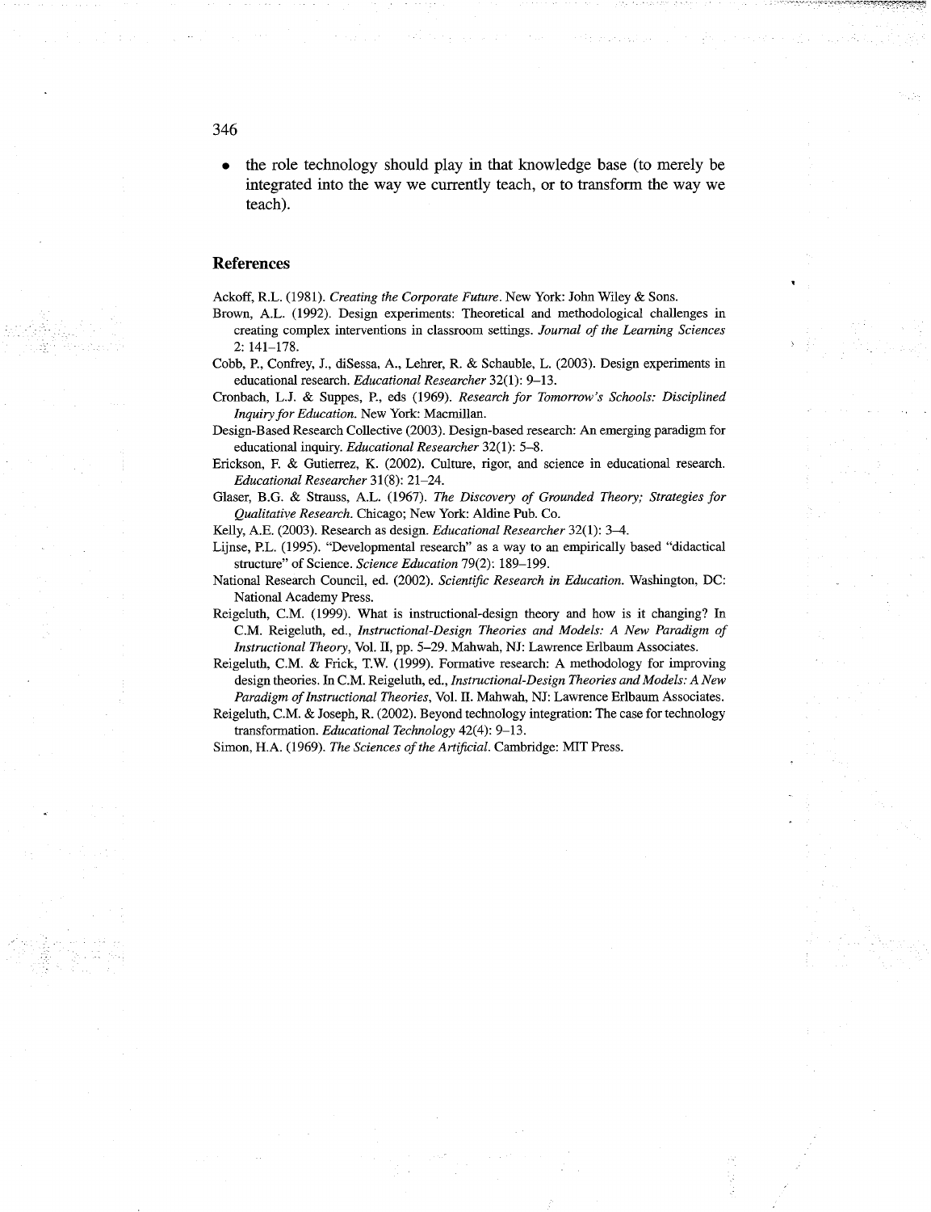- the role technology should play in that knowledge base (to merely be integrated into the way we currently teach, or to transform the way we teach).

## References

Ackoff, R.L. (1981). *Creating the Corporate Future*. New York: John Wiley & Sons.

Brown, A.L. (1992). Design experiments: Theoretical and methodological challenges in creating complex interventions in classroom settings. *Journal of the Learning Sciences* 2: 141–178.

Cobb, P., Confrey, J., diSessa, A., Lehrer, R. & Schauble, L. (2003). Design experiments in educational research. *Educational Researcher* 32(1): 9–13.

Cronbach, L.J. & Suppes, P., eds (1969). *Research for Tomorrow's Schools: Disciplined Inquiry for Education*. New York: Macmillan.

Design-Based Research Collective (2003). Design-based research: An emerging paradigm for educational inquiry. *Educational Researcher* 32(1): 5–8.

Erickson, F. & Gutierrez, K. (2002). Culture, rigor, and science in educational research. *Educational Researcher* 31(8): 21–24.

Glaser, B.G. & Strauss, A.L. (1967). *The Discovery of Grounded Theory; Strategies for Qualitative Research*. Chicago; New York: Aldine Pub. Co.

Kelly, A.E. (2003). Research as design. *Educational Researcher* 32(1): 3–4.

Lijnse, P.L. (1995). "Developmental research" as a way to an empirically based "didactical structure" of Science. *Science Education* 79(2): 189–199.

National Research Council, ed. (2002). *Scientific Research in Education*. Washington, DC: National Academy Press.

Reigeluth, C.M. (1999). What is instructional-design theory and how is it changing? In C.M. Reigeluth, ed., *Instructional-Design Theories and Models: A New Paradigm of Instructional Theory*, Vol. II, pp. 5–29. Mahwah, NJ: Lawrence Erlbaum Associates.

Reigeluth, C.M. & Frick, T.W. (1999). Formative research: A methodology for improving design theories. In C.M. Reigeluth, ed., *Instructional-Design Theories and Models: A New Paradigm of Instructional Theories*, Vol. II. Mahwah, NJ: Lawrence Erlbaum Associates.

Reigeluth, C.M. & Joseph, R. (2002). Beyond technology integration: The case for technology transformation. *Educational Technology* 42(4): 9–13.

Simon, H.A. (1969). *The Sciences of the Artificial*. Cambridge: MIT Press.